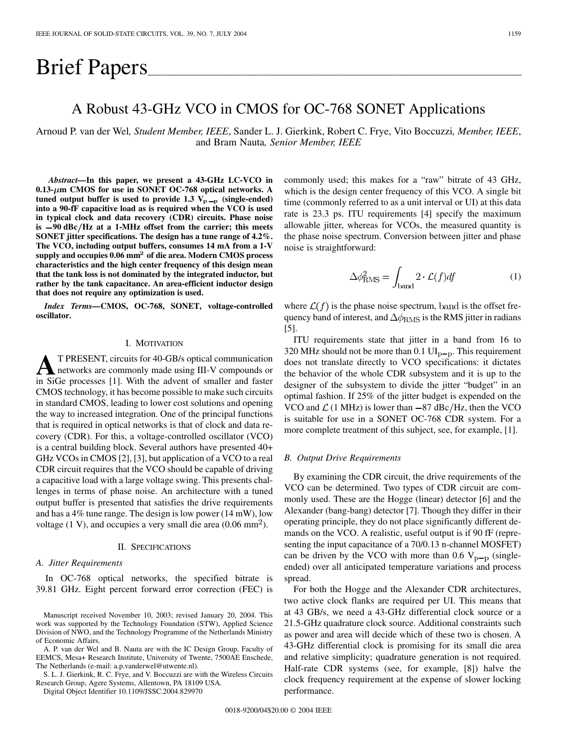# Brief Papers

## A Robust 43-GHz VCO in CMOS for OC-768 SONET Applications

Arnoud P. van der Wel, *Student Member, IEEE*, Sander L. J. Gierkink, Robert C. Frye, Vito Boccuzzi, *Member, IEEE*, and Bram Nauta, *Senior Member, IEEE*

***Abstract*—In this paper, we present a 43-GHz LC-VCO in 0.13-$\mu$m CMOS for use in SONET OC-768 optical networks. A tuned output buffer is used to provide 1.3 $V_{P-P}$ (single-ended) into a 90-fF capacitive load as is required when the VCO is used in typical clock and data recovery (CDR) circuits. Phase noise is $-90$ dBc/Hz at a 1-MHz offset from the carrier; this meets SONET jitter specifications. The design has a tune range of 4.2%. The VCO, including output buffers, consumes 14 mA from a 1-V supply and occupies 0.06 mm² of die area. Modern CMOS process characteristics and the high center frequency of this design mean that the tank loss is not dominated by the integrated inductor, but rather by the tank capacitance. An area-efficient inductor design that does not require any optimization is used.**

***Index Terms*—CMOS, OC-768, SONET, voltage-controlled oscillator.**

### I. Motivation

At present, circuits for 40-GB/s optical communication networks are commonly made using III-V compounds or in SiGe processes [1]. With the advent of smaller and faster CMOS technology, it has become possible to make such circuits in standard CMOS, leading to lower cost solutions and opening the way to increased integration. One of the principal functions that is required in optical networks is that of clock and data recovery (CDR). For this, a voltage-controlled oscillator (VCO) is a central building block. Several authors have presented 40+ GHz VCOs in CMOS [2], [3], but application of a VCO to a real CDR circuit requires that the VCO should be capable of driving a capacitive load with a large voltage swing. This presents challenges in terms of phase noise. An architecture with a tuned output buffer is presented that satisfies the drive requirements and has a 4% tune range. The design is low power (14 mW), low voltage (1 V), and occupies a very small die area (0.06 mm²).

### II. Specifications

#### *A. Jitter Requirements*

In OC-768 optical networks, the specified bitrate is 39.81 GHz. Eight percent forward error correction (FEC) is commonly used; this makes for a "raw" bitrate of 43 GHz, which is the design center frequency of this VCO. A single bit time (commonly referred to as a unit interval or UI) at this data rate is 23.3 ps. ITU requirements [4] specify the maximum allowable jitter, whereas for VCOs, the measured quantity is the phase noise spectrum. Conversion between jitter and phase noise is straightforward:

$$\Delta\phi^2_{\mathrm{RMS}} = \int_{\mathrm{band}} 2 \cdot \mathcal{L}(f)df \tag{1}$$

where $\mathcal{L}(f)$ is the phase noise spectrum, $\mathrm{band}$ is the offset frequency band of interest, and $\Delta\phi_{\mathrm{RMS}}$ is the RMS jitter in radians [5].

ITU requirements state that jitter in a band from 16 to 320 MHz should not be more than 0.1 $\mathrm{UI}_{\mathrm{p-p}}$. This requirement does not translate directly to VCO specifications: it dictates the behavior of the whole CDR subsystem and it is up to the designer of the subsystem to divide the jitter "budget" in an optimal fashion. If 25% of the jitter budget is expended on the VCO and $\mathcal{L}$ (1 MHz) is lower than $-87$ dBc/Hz, then the VCO is suitable for use in a SONET OC-768 CDR system. For a more complete treatment of this subject, see, for example, [1].

#### *B. Output Drive Requirements*

By examining the CDR circuit, the drive requirements of the VCO can be determined. Two types of CDR circuit are commonly used. These are the Hogge (linear) detector [6] and the Alexander (bang-bang) detector [7]. Though they differ in their operating principle, they do not place significantly different demands on the VCO. A realistic, useful output is if 90 fF (representing the input capacitance of a 70/0.13 n-channel MOSFET) can be driven by the VCO with more than 0.6 $V_{\mathrm{p-p}}$ (single-ended) over all anticipated temperature variations and process spread.

For both the Hogge and the Alexander CDR architectures, two active clock flanks are required per UI. This means that at 43 GB/s, we need a 43-GHz differential clock source or a 21.5-GHz quadrature clock source. Additional constraints such as power and area will decide which of these two is chosen. A 43-GHz differential clock is promising for its small die area and relative simplicity; quadrature generation is not required. Half-rate CDR systems (see, for example, [8]) halve the clock frequency requirement at the expense of slower locking performance.

---

Manuscript received November 10, 2003; revised January 20, 2004. This work was supported by the Technology Foundation (STW), Applied Science Division of NWO, and the Technology Programme of the Netherlands Ministry of Economic Affairs.

A. P. van der Wel and B. Nauta are with the IC Design Group, Faculty of EEMCS, Mesa+ Research Institute, University of Twente, 7500AE Enschede, The Netherlands (e-mail: a.p.vanderwel@utwente.nl).

S. L. J. Gierkink, R. C. Frye, and V. Boccuzzi are with the Wireless Circuits Research Group, Agere Systems, Allentown, PA 18109 USA.

Digital Object Identifier 10.1109/JSSC.2004.829970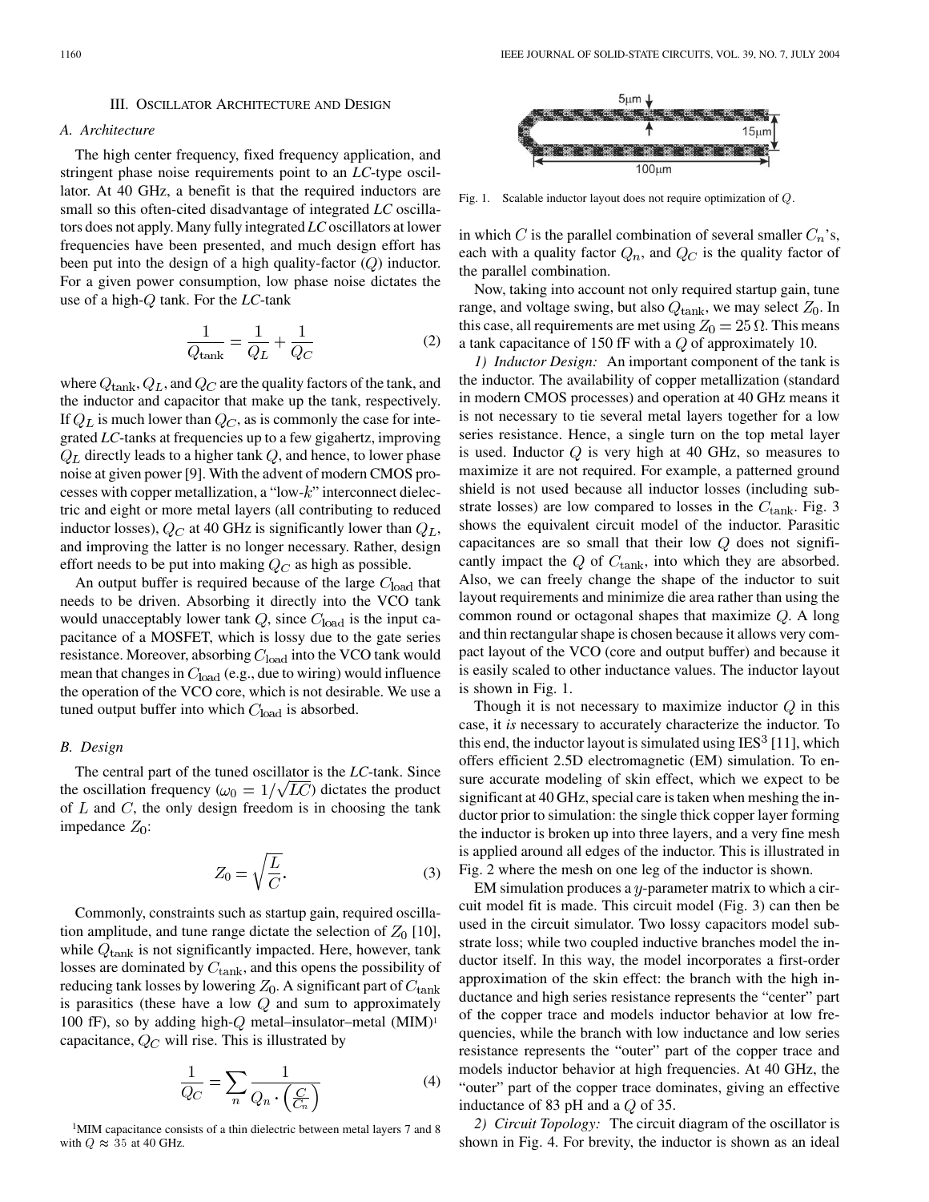## III. Oscillator Architecture and Design

### A. Architecture

The high center frequency, fixed frequency application, and stringent phase noise requirements point to an *LC*-type oscillator. At 40 GHz, a benefit is that the required inductors are small so this often-cited disadvantage of integrated *LC* oscillators does not apply. Many fully integrated *LC* oscillators at lower frequencies have been presented, and much design effort has been put into the design of a high quality-factor ($Q$) inductor. For a given power consumption, low phase noise dictates the use of a high-$Q$ tank. For the *LC*-tank

$$\frac{1}{Q_{\text{tank}}} = \frac{1}{Q_L} + \frac{1}{Q_C} \tag{2}$$

where $Q_{\text{tank}}$, $Q_L$, and $Q_C$ are the quality factors of the tank, and the inductor and capacitor that make up the tank, respectively. If $Q_L$ is much lower than $Q_C$, as is commonly the case for integrated *LC*-tanks at frequencies up to a few gigahertz, improving $Q_L$ directly leads to a higher tank $Q$, and hence, to lower phase noise at given power [9]. With the advent of modern CMOS processes with copper metallization, a "low-$k$" interconnect dielectric and eight or more metal layers (all contributing to reduced inductor losses), $Q_C$ at 40 GHz is significantly lower than $Q_L$, and improving the latter is no longer necessary. Rather, design effort needs to be put into making $Q_C$ as high as possible.

An output buffer is required because of the large $C_{\text{load}}$ that needs to be driven. Absorbing it directly into the VCO tank would unacceptably lower tank $Q$, since $C_{\text{load}}$ is the input capacitance of a MOSFET, which is lossy due to the gate series resistance. Moreover, absorbing $C_{\text{load}}$ into the VCO tank would mean that changes in $C_{\text{load}}$ (e.g., due to wiring) would influence the operation of the VCO core, which is not desirable. We use a tuned output buffer into which $C_{\text{load}}$ is absorbed.

### B. Design

The central part of the tuned oscillator is the *LC*-tank. Since the oscillation frequency ($\omega_0 = 1/\sqrt{LC}$) dictates the product of $L$ and $C$, the only design freedom is in choosing the tank impedance $Z_0$:

$$Z_0 = \sqrt{\frac{L}{C}}. \tag{3}$$

Commonly, constraints such as startup gain, required oscillation amplitude, and tune range dictate the selection of $Z_0$ [10], while $Q_{\text{tank}}$ is not significantly impacted. Here, however, tank losses are dominated by $C_{\text{tank}}$, and this opens the possibility of reducing tank losses by lowering $Z_0$. A significant part of $C_{\text{tank}}$ is parasitics (these have a low $Q$ and sum to approximately 100 fF), so by adding high-$Q$ metal–insulator–metal (MIM)[1] capacitance, $Q_C$ will rise. This is illustrated by

$$\frac{1}{Q_C} = \sum_n \frac{1}{Q_n \cdot \left(\frac{C}{C_n}\right)} \tag{4}$$

[1]MIM capacitance consists of a thin dielectric between metal layers 7 and 8 with $Q \approx 35$ at 40 GHz.

Fig. 1. Scalable inductor layout does not require optimization of $Q$.

in which $C$ is the parallel combination of several smaller $C_n$'s, each with a quality factor $Q_n$, and $Q_C$ is the quality factor of the parallel combination.

Now, taking into account not only required startup gain, tune range, and voltage swing, but also $Q_{\text{tank}}$, we may select $Z_0$. In this case, all requirements are met using $Z_0 = 25\,\Omega$. This means a tank capacitance of 150 fF with a $Q$ of approximately 10.

*1) Inductor Design:* An important component of the tank is the inductor. The availability of copper metallization (standard in modern CMOS processes) and operation at 40 GHz means it is not necessary to tie several metal layers together for a low series resistance. Hence, a single turn on the top metal layer is used. Inductor $Q$ is very high at 40 GHz, so measures to maximize it are not required. For example, a patterned ground shield is not used because all inductor losses (including substrate losses) are low compared to losses in the $C_{\text{tank}}$. Fig. 3 shows the equivalent circuit model of the inductor. Parasitic capacitances are so small that their low $Q$ does not significantly impact the $Q$ of $C_{\text{tank}}$, into which they are absorbed. Also, we can freely change the shape of the inductor to suit layout requirements and minimize die area rather than using the common round or octagonal shapes that maximize $Q$. A long and thin rectangular shape is chosen because it allows very compact layout of the VCO (core and output buffer) and because it is easily scaled to other inductance values. The inductor layout is shown in Fig. 1.

Though it is not necessary to maximize inductor $Q$ in this case, it *is* necessary to accurately characterize the inductor. To this end, the inductor layout is simulated using IES[3] [11], which offers efficient 2.5D electromagnetic (EM) simulation. To ensure accurate modeling of skin effect, which we expect to be significant at 40 GHz, special care is taken when meshing the inductor prior to simulation: the single thick copper layer forming the inductor is broken up into three layers, and a very fine mesh is applied around all edges of the inductor. This is illustrated in Fig. 2 where the mesh on one leg of the inductor is shown.

EM simulation produces a $y$-parameter matrix to which a circuit model fit is made. This circuit model (Fig. 3) can then be used in the circuit simulator. Two lossy capacitors model substrate loss; while two coupled inductive branches model the inductor itself. In this way, the model incorporates a first-order approximation of the skin effect: the branch with the high inductance and high series resistance represents the "center" part of the copper trace and models inductor behavior at low frequencies, while the branch with low inductance and low series resistance represents the "outer" part of the copper trace and models inductor behavior at high frequencies. At 40 GHz, the "outer" part of the copper trace dominates, giving an effective inductance of 83 pH and a $Q$ of 35.

*2) Circuit Topology:* The circuit diagram of the oscillator is shown in Fig. 4. For brevity, the inductor is shown as an ideal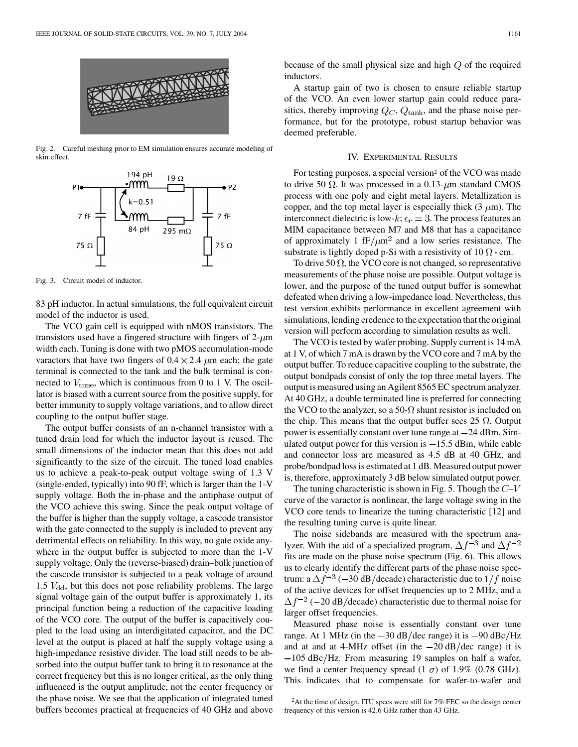Fig. 2. Careful meshing prior to EM simulation ensures accurate modeling of skin effect.

Fig. 3. Circuit model of inductor.

83 pH inductor. In actual simulations, the full equivalent circuit model of the inductor is used.

The VCO gain cell is equipped with nMOS transistors. The transistors used have a fingered structure with fingers of 2-$\mu$m width each. Tuning is done with two pMOS accumulation-mode varactors that have two fingers of $0.4 \times 2.4$ $\mu$m each; the gate terminal is connected to the tank and the bulk terminal is connected to $V_{\rm tune}$, which is continuous from 0 to 1 V. The oscillator is biased with a current source from the positive supply, for better immunity to supply voltage variations, and to allow direct coupling to the output buffer stage.

The output buffer consists of an n-channel transistor with a tuned drain load for which the inductor layout is reused. The small dimensions of the inductor mean that this does not add significantly to the size of the circuit. The tuned load enables us to achieve a peak-to-peak output voltage swing of 1.3 V (single-ended, typically) into 90 fF, which is larger than the 1-V supply voltage. Both the in-phase and the antiphase output of the VCO achieve this swing. Since the peak output voltage of the buffer is higher than the supply voltage, a cascode transistor with the gate connected to the supply is included to prevent any detrimental effects on reliability. In this way, no gate oxide anywhere in the output buffer is subjected to more than the 1-V supply voltage. Only the (reverse-biased) drain–bulk junction of the cascode transistor is subjected to a peak voltage of around 1.5 $V_{\rm dd}$, but this does not pose reliability problems. The large signal voltage gain of the output buffer is approximately 1, its principal function being a reduction of the capacitive loading of the VCO core. The output of the buffer is capacitively coupled to the load using an interdigitated capacitor, and the DC level at the output is placed at half the supply voltage using a high-impedance resistive divider. The load still needs to be absorbed into the output buffer tank to bring it to resonance at the correct frequency but this is no longer critical, as the only thing influenced is the output amplitude, not the center frequency or the phase noise. We see that the application of integrated tuned buffers becomes practical at frequencies of 40 GHz and above because of the small physical size and high $Q$ of the required inductors.

A startup gain of two is chosen to ensure reliable startup of the VCO. An even lower startup gain could reduce parasitics, thereby improving $Q_C$, $Q_{\rm tank}$, and the phase noise performance, but for the prototype, robust startup behavior was deemed preferable.

## IV. Experimental Results

For testing purposes, a special version[2] of the VCO was made to drive 50 $\Omega$. It was processed in a 0.13-$\mu$m standard CMOS process with one poly and eight metal layers. Metallization is copper, and the top metal layer is especially thick (3 $\mu$m). The interconnect dielectric is low-$k$; $\epsilon_r = 3$. The process features an MIM capacitance between M7 and M8 that has a capacitance of approximately 1 fF/$\mu$m$^2$ and a low series resistance. The substrate is lightly doped p-Si with a resistivity of 10 $\Omega \cdot$cm.

To drive 50 $\Omega$, the VCO core is not changed, so representative measurements of the phase noise are possible. Output voltage is lower, and the purpose of the tuned output buffer is somewhat defeated when driving a low-impedance load. Nevertheless, this test version exhibits performance in excellent agreement with simulations, lending credence to the expectation that the original version will perform according to simulation results as well.

The VCO is tested by wafer probing. Supply current is 14 mA at 1 V, of which 7 mA is drawn by the VCO core and 7 mA by the output buffer. To reduce capacitive coupling to the substrate, the output bondpads consist of only the top three metal layers. The output is measured using an Agilent 8565 EC spectrum analyzer. At 40 GHz, a double terminated line is preferred for connecting the VCO to the analyzer, so a 50-$\Omega$ shunt resistor is included on the chip. This means that the output buffer sees 25 $\Omega$. Output power is essentially constant over tune range at $-24$ dBm. Simulated output power for this version is $-15.5$ dBm, while cable and connector loss are measured as 4.5 dB at 40 GHz, and probe/bondpad loss is estimated at 1 dB. Measured output power is, therefore, approximately 3 dB below simulated output power.

The tuning characteristic is shown in Fig. 5. Though the $C$–$V$ curve of the varactor is nonlinear, the large voltage swing in the VCO core tends to linearize the tuning characteristic [12] and the resulting tuning curve is quite linear.

The noise sidebands are measured with the spectrum analyzer. With the aid of a specialized program, $\Delta f^{-3}$ and $\Delta f^{-2}$ fits are made on the phase noise spectrum (Fig. 6). This allows us to clearly identify the different parts of the phase noise spectrum: a $\Delta f^{-3}$ ($-30$ dB/decade) characteristic due to $1/f$ noise of the active devices for offset frequencies up to 2 MHz, and a $\Delta f^{-2}$ ($-20$ dB/decade) characteristic due to thermal noise for larger offset frequencies.

Measured phase noise is essentially constant over tune range. At 1 MHz (in the $-30$ dB/dec range) it is $-90$ dBc/Hz and at and at 4-MHz offset (in the $-20$ dB/dec range) it is $-105$ dBc/Hz. From measuring 19 samples on half a wafer, we find a center frequency spread (1 $\sigma$) of 1.9% (0.78 GHz). This indicates that to compensate for wafer-to-wafer and

[2]At the time of design, ITU specs were still for 7% FEC so the design center frequency of this version is 42.6 GHz rather than 43 GHz.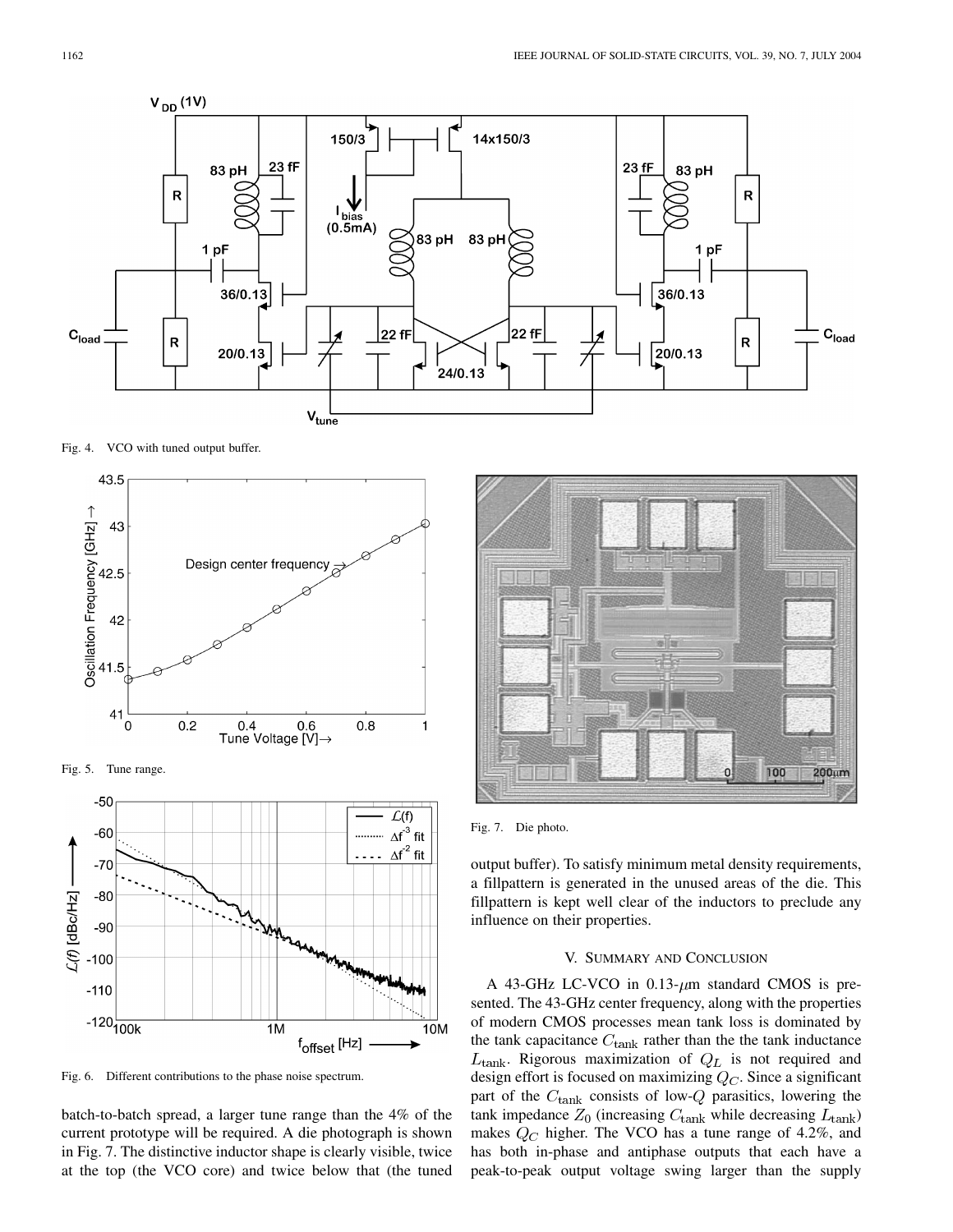Fig. 4. VCO with tuned output buffer.

Fig. 5. Tune range.

Fig. 6. Different contributions to the phase noise spectrum.

batch-to-batch spread, a larger tune range than the 4% of the current prototype will be required. A die photograph is shown in Fig. 7. The distinctive inductor shape is clearly visible, twice at the top (the VCO core) and twice below that (the tuned output buffer). To satisfy minimum metal density requirements, a fillpattern is generated in the unused areas of the die. This fillpattern is kept well clear of the inductors to preclude any influence on their properties.

Fig. 7. Die photo.

## V. Summary and Conclusion

A 43-GHz LC-VCO in 0.13-$\mu$m standard CMOS is presented. The 43-GHz center frequency, along with the properties of modern CMOS processes mean tank loss is dominated by the tank capacitance $C_{\text{tank}}$ rather than the the tank inductance $L_{\text{tank}}$. Rigorous maximization of $Q_L$ is not required and design effort is focused on maximizing $Q_C$. Since a significant part of the $C_{\text{tank}}$ consists of low-$Q$ parasitics, lowering the tank impedance $Z_0$ (increasing $C_{\text{tank}}$ while decreasing $L_{\text{tank}}$) makes $Q_C$ higher. The VCO has a tune range of 4.2%, and has both in-phase and antiphase outputs that each have a peak-to-peak output voltage swing larger than the supply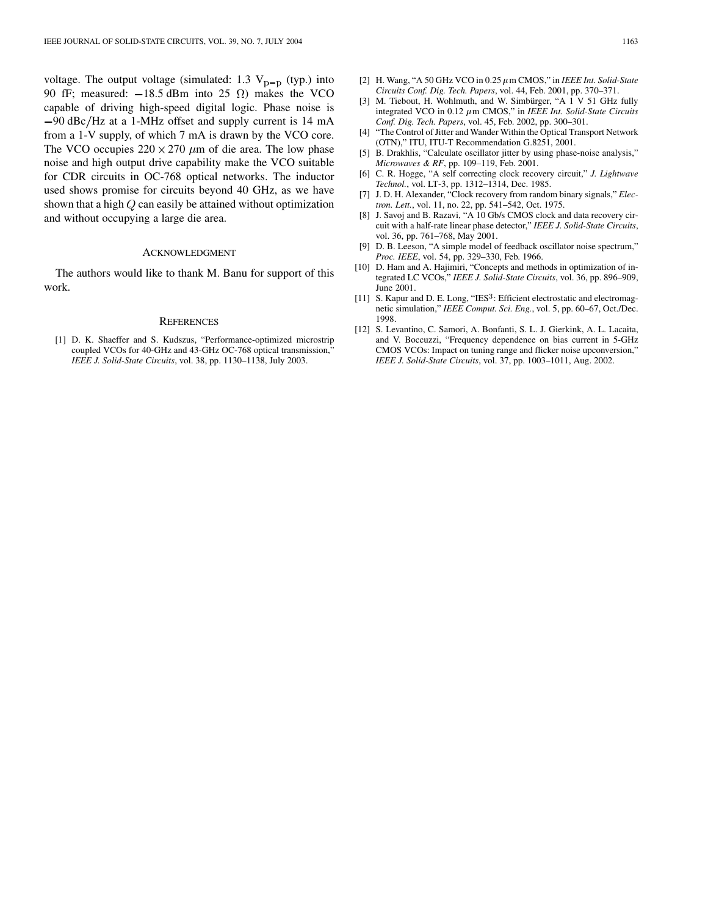voltage. The output voltage (simulated: 1.3 $V_{p-p}$ (typ.) into 90 fF; measured: $-18.5$ dBm into 25 $\Omega$) makes the VCO capable of driving high-speed digital logic. Phase noise is $-90$ dBc/Hz at a 1-MHz offset and supply current is 14 mA from a 1-V supply, of which 7 mA is drawn by the VCO core. The VCO occupies $220 \times 270$ $\mu$m of die area. The low phase noise and high output drive capability make the VCO suitable for CDR circuits in OC-768 optical networks. The inductor used shows promise for circuits beyond 40 GHz, as we have shown that a high $Q$ can easily be attained without optimization and without occupying a large die area.

## Acknowledgment

The authors would like to thank M. Banu for support of this work.

## References

[1] D. K. Shaeffer and S. Kudszus, "Performance-optimized microstrip coupled VCOs for 40-GHz and 43-GHz OC-768 optical transmission," *IEEE J. Solid-State Circuits*, vol. 38, pp. 1130–1138, July 2003.

[2] H. Wang, "A 50 GHz VCO in 0.25 $\mu$m CMOS," in *IEEE Int. Solid-State Circuits Conf. Dig. Tech. Papers*, vol. 44, Feb. 2001, pp. 370–371.

[3] M. Tiebout, H. Wohlmuth, and W. Simbürger, "A 1 V 51 GHz fully integrated VCO in 0.12 $\mu$m CMOS," in *IEEE Int. Solid-State Circuits Conf. Dig. Tech. Papers*, vol. 45, Feb. 2002, pp. 300–301.

[4] "The Control of Jitter and Wander Within the Optical Transport Network (OTN)," ITU, ITU-T Recommendation G.8251, 2001.

[5] B. Drakhlis, "Calculate oscillator jitter by using phase-noise analysis," *Microwaves & RF*, pp. 109–119, Feb. 2001.

[6] C. R. Hogge, "A self correcting clock recovery circuit," *J. Lightwave Technol.*, vol. LT-3, pp. 1312–1314, Dec. 1985.

[7] J. D. H. Alexander, "Clock recovery from random binary signals," *Electron. Lett.*, vol. 11, no. 22, pp. 541–542, Oct. 1975.

[8] J. Savoj and B. Razavi, "A 10 Gb/s CMOS clock and data recovery circuit with a half-rate linear phase detector," *IEEE J. Solid-State Circuits*, vol. 36, pp. 761–768, May 2001.

[9] D. B. Leeson, "A simple model of feedback oscillator noise spectrum," *Proc. IEEE*, vol. 54, pp. 329–330, Feb. 1966.

[10] D. Ham and A. Hajimiri, "Concepts and methods in optimization of integrated LC VCOs," *IEEE J. Solid-State Circuits*, vol. 36, pp. 896–909, June 2001.

[11] S. Kapur and D. E. Long, "IES$^3$: Efficient electrostatic and electromagnetic simulation," *IEEE Comput. Sci. Eng.*, vol. 5, pp. 60–67, Oct./Dec. 1998.

[12] S. Levantino, C. Samori, A. Bonfanti, S. L. J. Gierkink, A. L. Lacaita, and V. Boccuzzi, "Frequency dependence on bias current in 5-GHz CMOS VCOs: Impact on tuning range and flicker noise upconversion," *IEEE J. Solid-State Circuits*, vol. 37, pp. 1003–1011, Aug. 2002.